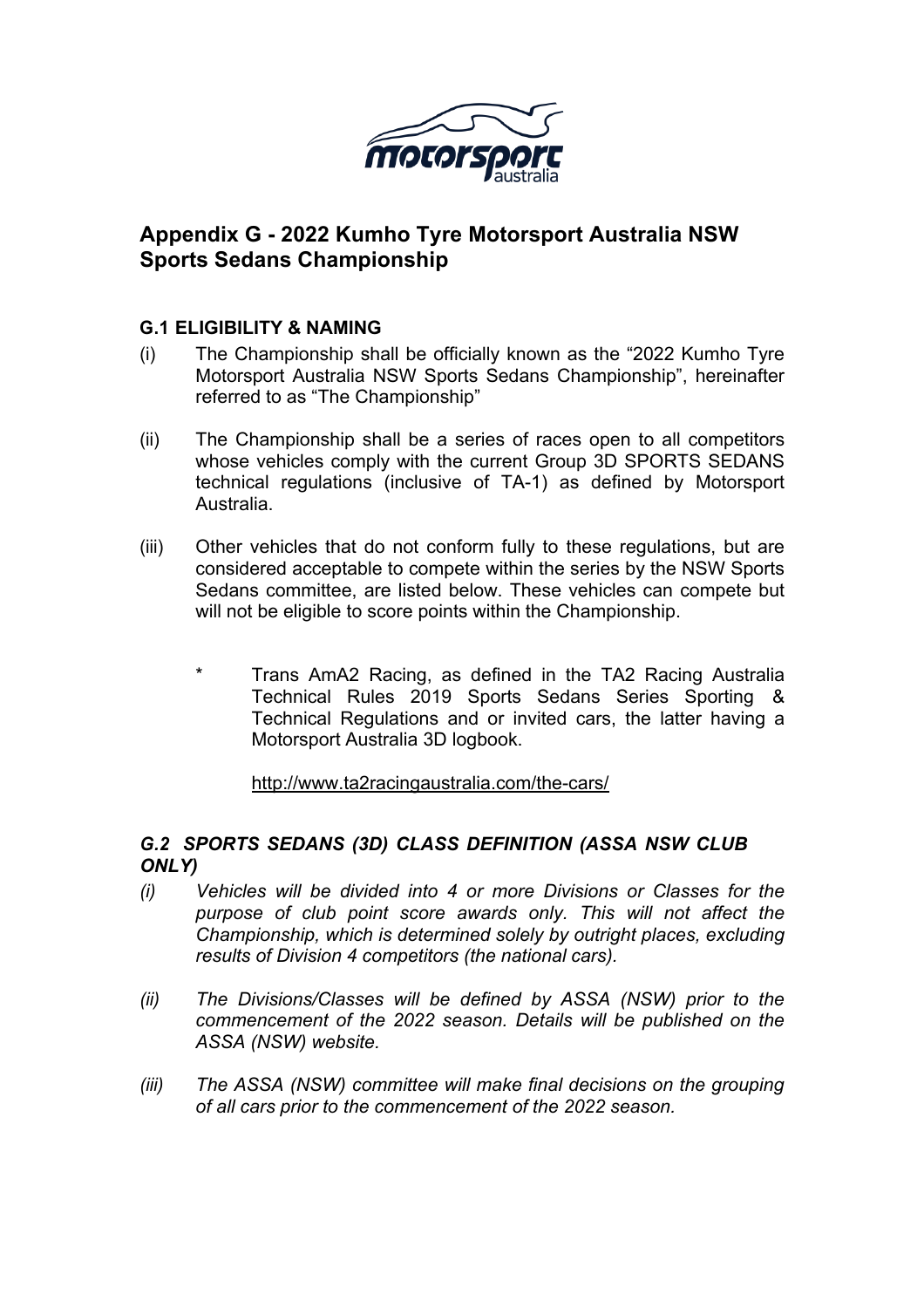# Appendix G - 2022 Kumho Tyre Motorsport Australia NSW Sports Sedans Championship

## G.1 ELIGIBILITY & NAMING

(i) The Championship shall be officially known as the "2022 Kumho Tyre Motorsport Australia NSW Sports Sedans Championship", hereinafter referred to as "The Championship"

(ii) The Championship shall be a series of races open to all competitors whose vehicles comply with the current Group 3D SPORTS SEDANS technical regulations (inclusive of TA-1) as defined by Motorsport Australia.

(iii) Other vehicles that do not conform fully to these regulations, but are considered acceptable to compete within the series by the NSW Sports Sedans committee, are listed below. These vehicles can compete but will not be eligible to score points within the Championship.

- Trans AmA2 Racing, as defined in the TA2 Racing Australia Technical Rules 2019 Sports Sedans Series Sporting & Technical Regulations and or invited cars, the latter having a Motorsport Australia 3D logbook.

  http://www.ta2racingaustralia.com/the-cars/

## *G.2 SPORTS SEDANS (3D) CLASS DEFINITION (ASSA NSW CLUB ONLY)*

*(i) Vehicles will be divided into 4 or more Divisions or Classes for the purpose of club point score awards only. This will not affect the Championship, which is determined solely by outright places, excluding results of Division 4 competitors (the national cars).*

*(ii) The Divisions/Classes will be defined by ASSA (NSW) prior to the commencement of the 2022 season. Details will be published on the ASSA (NSW) website.*

*(iii) The ASSA (NSW) committee will make final decisions on the grouping of all cars prior to the commencement of the 2022 season.*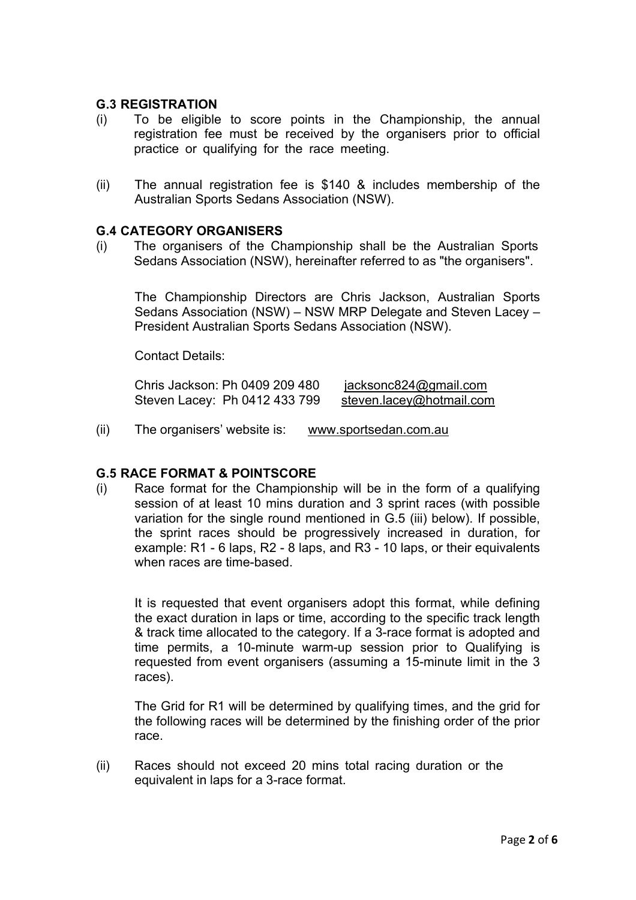### G.3 REGISTRATION

(i) To be eligible to score points in the Championship, the annual registration fee must be received by the organisers prior to official practice or qualifying for the race meeting.

(ii) The annual registration fee is $140 & includes membership of the Australian Sports Sedans Association (NSW).

### G.4 CATEGORY ORGANISERS

(i) The organisers of the Championship shall be the Australian Sports Sedans Association (NSW), hereinafter referred to as "the organisers".

The Championship Directors are Chris Jackson, Australian Sports Sedans Association (NSW) – NSW MRP Delegate and Steven Lacey – President Australian Sports Sedans Association (NSW).

Contact Details:

Chris Jackson: Ph 0409 209 480 jacksonc824@gmail.com
Steven Lacey: Ph 0412 433 799 steven.lacey@hotmail.com

(ii) The organisers' website is: www.sportsedan.com.au

### G.5 RACE FORMAT & POINTSCORE

(i) Race format for the Championship will be in the form of a qualifying session of at least 10 mins duration and 3 sprint races (with possible variation for the single round mentioned in G.5 (iii) below). If possible, the sprint races should be progressively increased in duration, for example: R1 - 6 laps, R2 - 8 laps, and R3 - 10 laps, or their equivalents when races are time-based.

It is requested that event organisers adopt this format, while defining the exact duration in laps or time, according to the specific track length & track time allocated to the category. If a 3-race format is adopted and time permits, a 10-minute warm-up session prior to Qualifying is requested from event organisers (assuming a 15-minute limit in the 3 races).

The Grid for R1 will be determined by qualifying times, and the grid for the following races will be determined by the finishing order of the prior race.

(ii) Races should not exceed 20 mins total racing duration or the equivalent in laps for a 3-race format.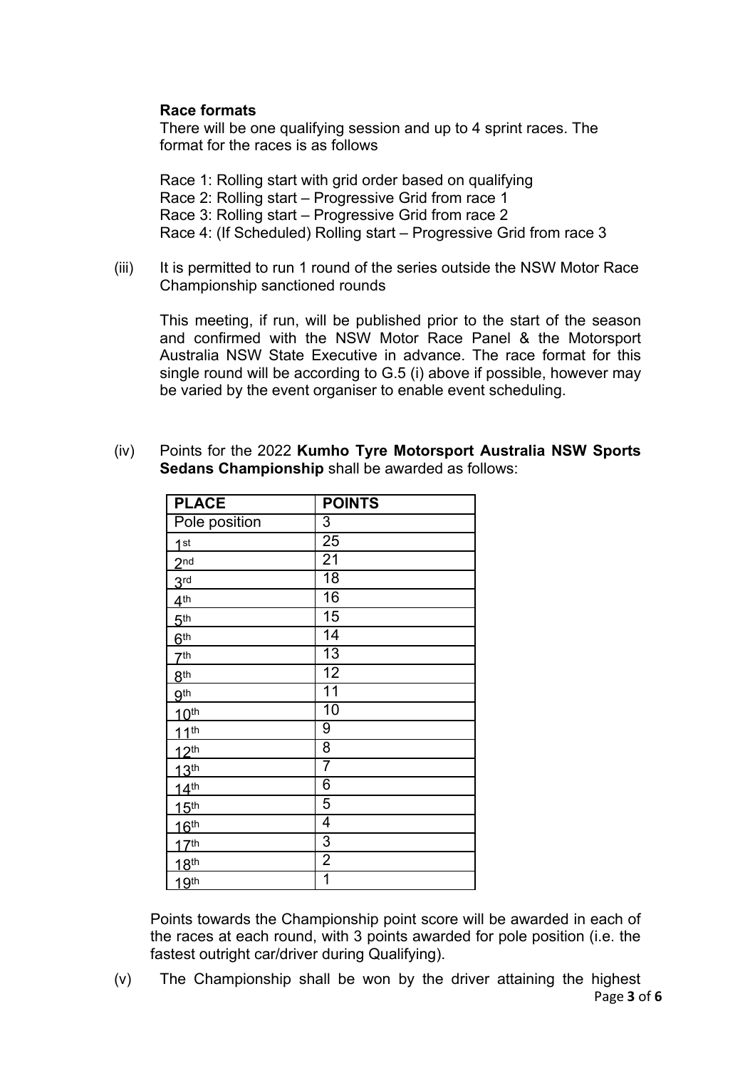**Race formats**

There will be one qualifying session and up to 4 sprint races. The format for the races is as follows

Race 1: Rolling start with grid order based on qualifying
Race 2: Rolling start – Progressive Grid from race 1
Race 3: Rolling start – Progressive Grid from race 2
Race 4: (If Scheduled) Rolling start – Progressive Grid from race 3

(iii) It is permitted to run 1 round of the series outside the NSW Motor Race Championship sanctioned rounds

This meeting, if run, will be published prior to the start of the season and confirmed with the NSW Motor Race Panel & the Motorsport Australia NSW State Executive in advance. The race format for this single round will be according to G.5 (i) above if possible, however may be varied by the event organiser to enable event scheduling.

(iv) Points for the 2022 **Kumho Tyre Motorsport Australia NSW Sports Sedans Championship** shall be awarded as follows:

| PLACE | POINTS |
| --- | --- |
| Pole position | 3 |
| 1st | 25 |
| 2nd | 21 |
| 3rd | 18 |
| 4th | 16 |
| 5th | 15 |
| 6th | 14 |
| 7th | 13 |
| 8th | 12 |
| 9th | 11 |
| 10th | 10 |
| 11th | 9 |
| 12th | 8 |
| 13th | 7 |
| 14th | 6 |
| 15th | 5 |
| 16th | 4 |
| 17th | 3 |
| 18th | 2 |
| 19th | 1 |

Points towards the Championship point score will be awarded in each of the races at each round, with 3 points awarded for pole position (i.e. the fastest outright car/driver during Qualifying).

(v) The Championship shall be won by the driver attaining the highest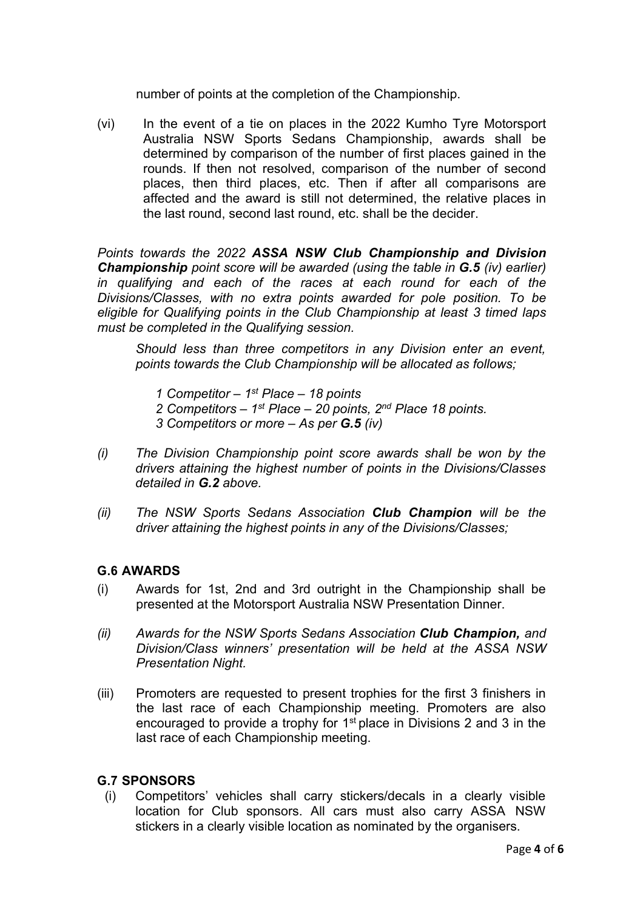number of points at the completion of the Championship.

(vi) In the event of a tie on places in the 2022 Kumho Tyre Motorsport Australia NSW Sports Sedans Championship, awards shall be determined by comparison of the number of first places gained in the rounds. If then not resolved, comparison of the number of second places, then third places, etc. Then if after all comparisons are affected and the award is still not determined, the relative places in the last round, second last round, etc. shall be the decider.

*Points towards the 2022 **ASSA NSW Club Championship and Division Championship** point score will be awarded (using the table in **G.5** (iv) earlier) in qualifying and each of the races at each round for each of the Divisions/Classes, with no extra points awarded for pole position. To be eligible for Qualifying points in the Club Championship at least 3 timed laps must be completed in the Qualifying session.*

*Should less than three competitors in any Division enter an event, points towards the Club Championship will be allocated as follows;*

*1 Competitor – 1st Place – 18 points*
*2 Competitors – 1st Place – 20 points, 2nd Place 18 points.*
*3 Competitors or more – As per **G.5** (iv)*

*(i) The Division Championship point score awards shall be won by the drivers attaining the highest number of points in the Divisions/Classes detailed in **G.2** above.*

*(ii) The NSW Sports Sedans Association **Club Champion** will be the driver attaining the highest points in any of the Divisions/Classes;*

## G.6 AWARDS

(i) Awards for 1st, 2nd and 3rd outright in the Championship shall be presented at the Motorsport Australia NSW Presentation Dinner.

*(ii) Awards for the NSW Sports Sedans Association **Club Champion,** and Division/Class winners' presentation will be held at the ASSA NSW Presentation Night.*

(iii) Promoters are requested to present trophies for the first 3 finishers in the last race of each Championship meeting. Promoters are also encouraged to provide a trophy for 1st place in Divisions 2 and 3 in the last race of each Championship meeting.

## G.7 SPONSORS

(i) Competitors' vehicles shall carry stickers/decals in a clearly visible location for Club sponsors. All cars must also carry ASSA NSW stickers in a clearly visible location as nominated by the organisers.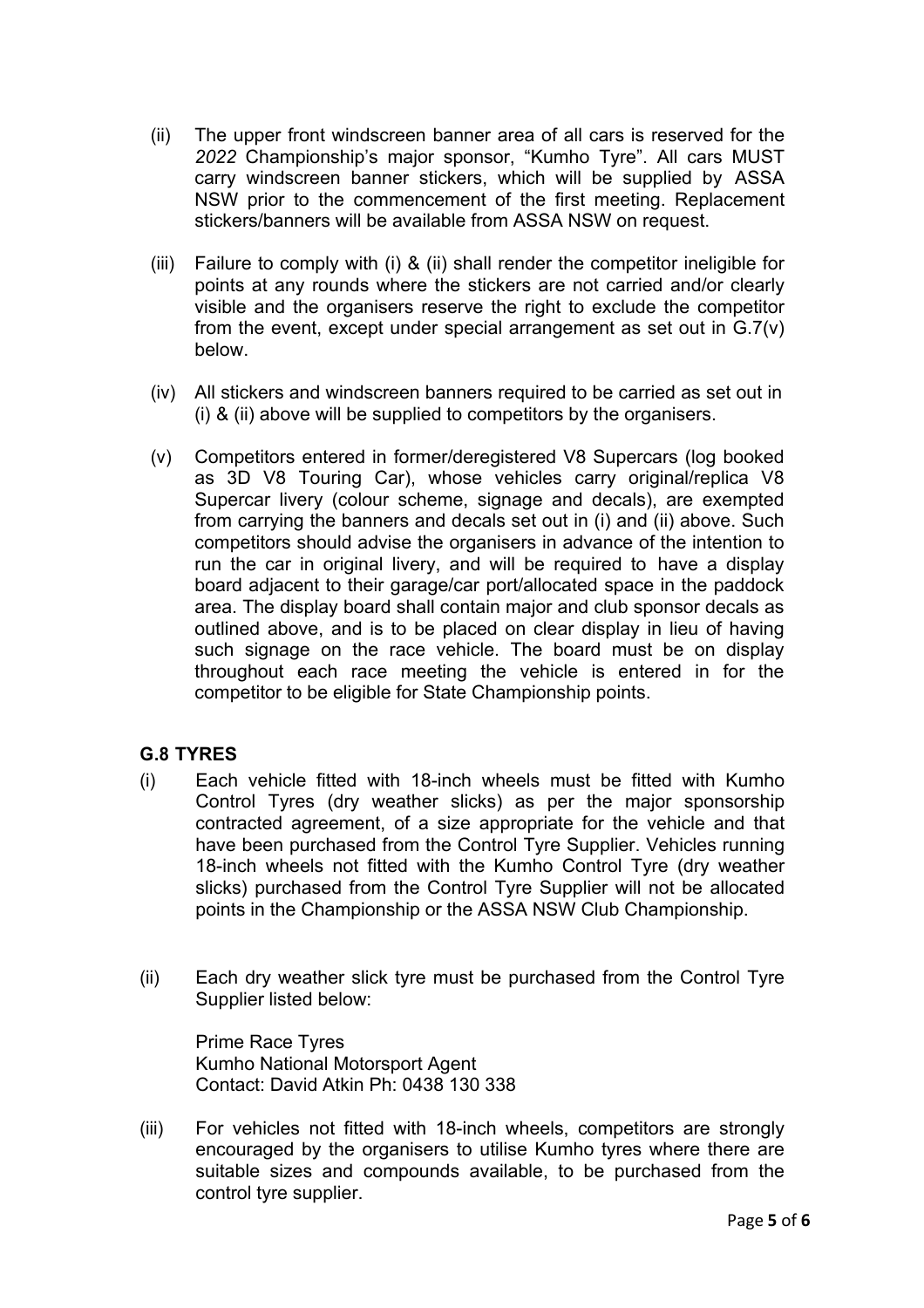(ii) The upper front windscreen banner area of all cars is reserved for the *2022* Championship's major sponsor, "Kumho Tyre". All cars MUST carry windscreen banner stickers, which will be supplied by ASSA NSW prior to the commencement of the first meeting. Replacement stickers/banners will be available from ASSA NSW on request.

(iii) Failure to comply with (i) & (ii) shall render the competitor ineligible for points at any rounds where the stickers are not carried and/or clearly visible and the organisers reserve the right to exclude the competitor from the event, except under special arrangement as set out in G.7(v) below.

(iv) All stickers and windscreen banners required to be carried as set out in (i) & (ii) above will be supplied to competitors by the organisers.

(v) Competitors entered in former/deregistered V8 Supercars (log booked as 3D V8 Touring Car), whose vehicles carry original/replica V8 Supercar livery (colour scheme, signage and decals), are exempted from carrying the banners and decals set out in (i) and (ii) above. Such competitors should advise the organisers in advance of the intention to run the car in original livery, and will be required to have a display board adjacent to their garage/car port/allocated space in the paddock area. The display board shall contain major and club sponsor decals as outlined above, and is to be placed on clear display in lieu of having such signage on the race vehicle. The board must be on display throughout each race meeting the vehicle is entered in for the competitor to be eligible for State Championship points.

### G.8 TYRES

(i) Each vehicle fitted with 18-inch wheels must be fitted with Kumho Control Tyres (dry weather slicks) as per the major sponsorship contracted agreement, of a size appropriate for the vehicle and that have been purchased from the Control Tyre Supplier. Vehicles running 18-inch wheels not fitted with the Kumho Control Tyre (dry weather slicks) purchased from the Control Tyre Supplier will not be allocated points in the Championship or the ASSA NSW Club Championship.

(ii) Each dry weather slick tyre must be purchased from the Control Tyre Supplier listed below:

Prime Race Tyres
Kumho National Motorsport Agent
Contact: David Atkin Ph: 0438 130 338

(iii) For vehicles not fitted with 18-inch wheels, competitors are strongly encouraged by the organisers to utilise Kumho tyres where there are suitable sizes and compounds available, to be purchased from the control tyre supplier.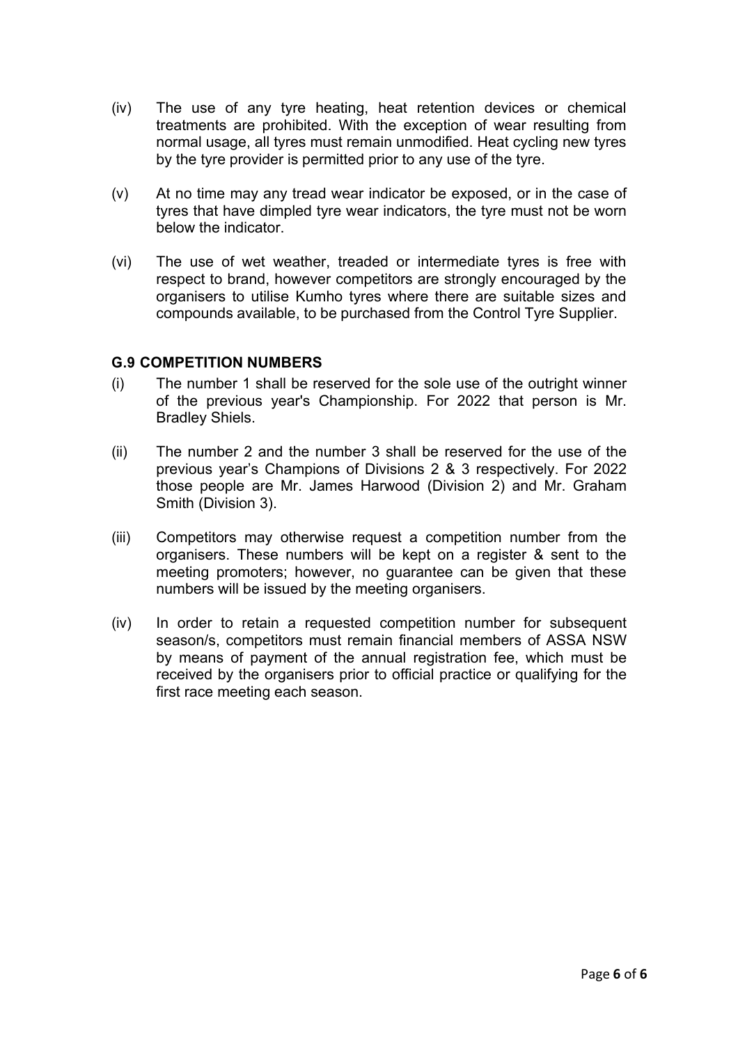(iv) The use of any tyre heating, heat retention devices or chemical treatments are prohibited. With the exception of wear resulting from normal usage, all tyres must remain unmodified. Heat cycling new tyres by the tyre provider is permitted prior to any use of the tyre.

(v) At no time may any tread wear indicator be exposed, or in the case of tyres that have dimpled tyre wear indicators, the tyre must not be worn below the indicator.

(vi) The use of wet weather, treaded or intermediate tyres is free with respect to brand, however competitors are strongly encouraged by the organisers to utilise Kumho tyres where there are suitable sizes and compounds available, to be purchased from the Control Tyre Supplier.

### G.9 COMPETITION NUMBERS

(i) The number 1 shall be reserved for the sole use of the outright winner of the previous year's Championship. For 2022 that person is Mr. Bradley Shiels.

(ii) The number 2 and the number 3 shall be reserved for the use of the previous year's Champions of Divisions 2 & 3 respectively. For 2022 those people are Mr. James Harwood (Division 2) and Mr. Graham Smith (Division 3).

(iii) Competitors may otherwise request a competition number from the organisers. These numbers will be kept on a register & sent to the meeting promoters; however, no guarantee can be given that these numbers will be issued by the meeting organisers.

(iv) In order to retain a requested competition number for subsequent season/s, competitors must remain financial members of ASSA NSW by means of payment of the annual registration fee, which must be received by the organisers prior to official practice or qualifying for the first race meeting each season.